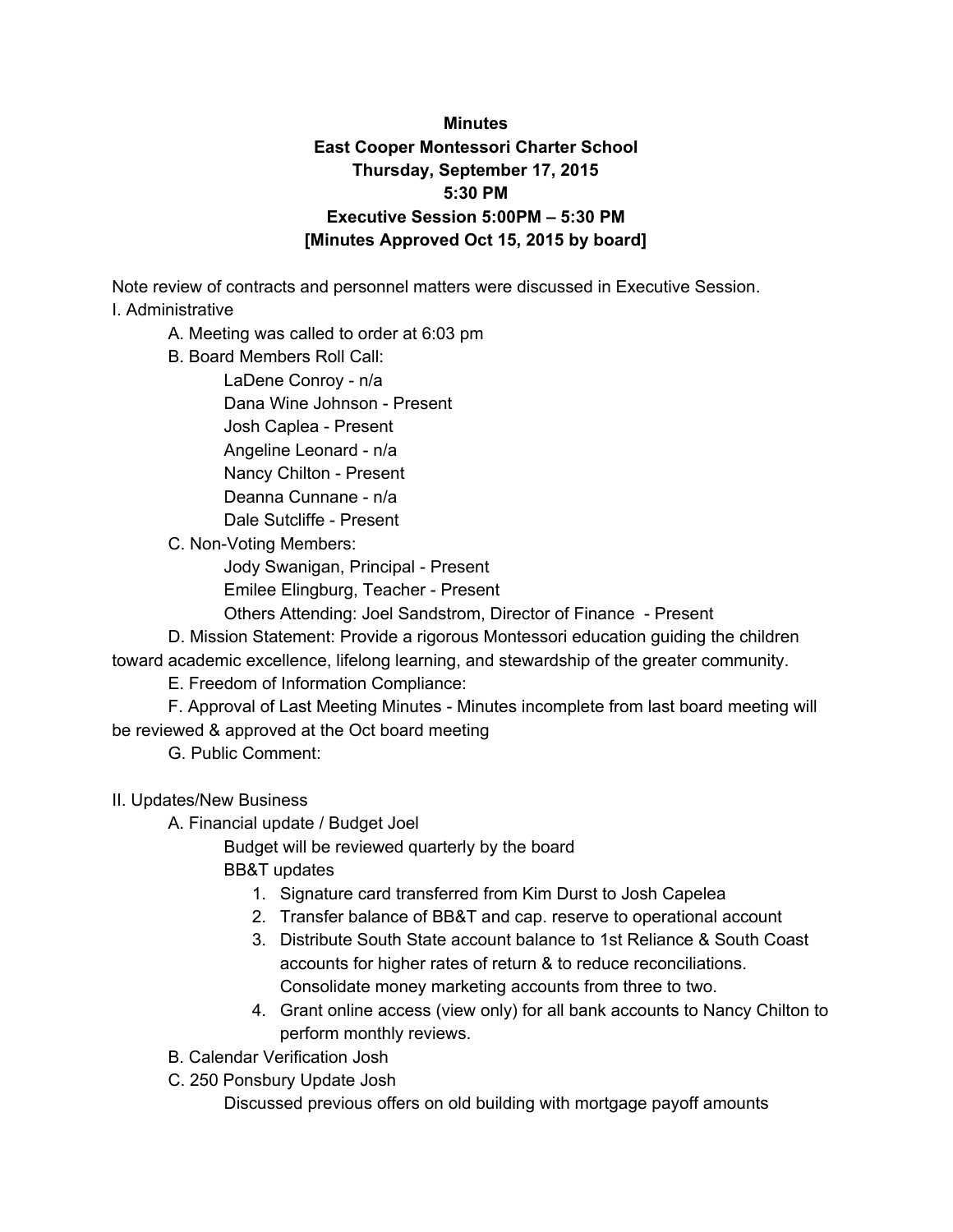**Minutes**
**East Cooper Montessori Charter School**
**Thursday, September 17, 2015**
**5:30 PM**
**Executive Session 5:00PM – 5:30 PM**
**[Minutes Approved Oct 15, 2015 by board]**

Note review of contracts and personnel matters were discussed in Executive Session.

I. Administrative

A. Meeting was called to order at 6:03 pm

B. Board Members Roll Call:

LaDene Conroy - n/a
Dana Wine Johnson - Present
Josh Caplea - Present
Angeline Leonard - n/a
Nancy Chilton - Present
Deanna Cunnane - n/a
Dale Sutcliffe - Present

C. Non-Voting Members:

Jody Swanigan, Principal - Present
Emilee Elingburg, Teacher - Present
Others Attending: Joel Sandstrom, Director of Finance - Present

D. Mission Statement: Provide a rigorous Montessori education guiding the children toward academic excellence, lifelong learning, and stewardship of the greater community.

E. Freedom of Information Compliance:

F. Approval of Last Meeting Minutes - Minutes incomplete from last board meeting will be reviewed & approved at the Oct board meeting

G. Public Comment:

II. Updates/New Business

A. Financial update / Budget Joel

Budget will be reviewed quarterly by the board

BB&T updates

1. Signature card transferred from Kim Durst to Josh Capelea
2. Transfer balance of BB&T and cap. reserve to operational account
3. Distribute South State account balance to 1st Reliance & South Coast accounts for higher rates of return & to reduce reconciliations. Consolidate money marketing accounts from three to two.
4. Grant online access (view only) for all bank accounts to Nancy Chilton to perform monthly reviews.

B. Calendar Verification Josh

C. 250 Ponsbury Update Josh

Discussed previous offers on old building with mortgage payoff amounts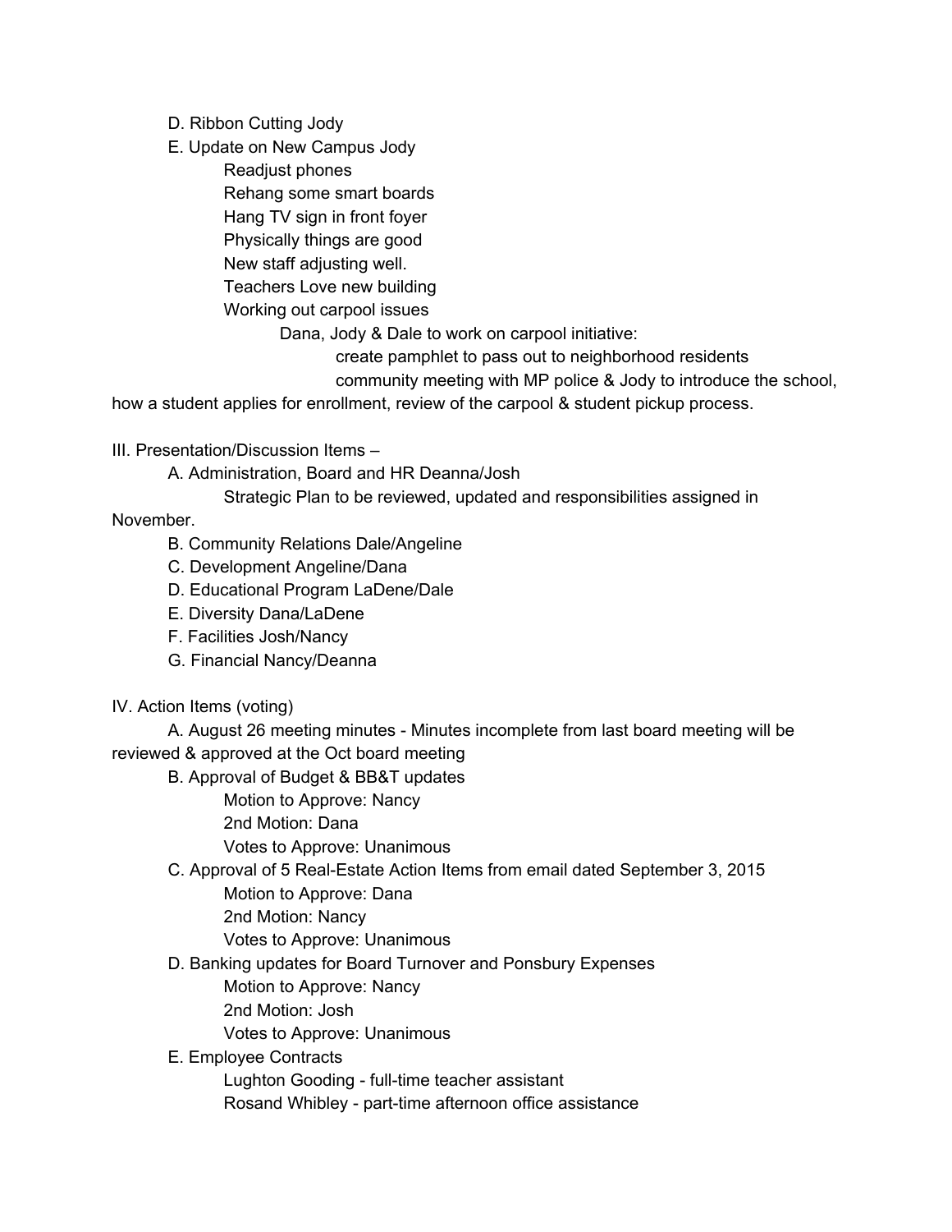- D. Ribbon Cutting Jody
- E. Update on New Campus Jody
  - Readjust phones
  - Rehang some smart boards
  - Hang TV sign in front foyer
  - Physically things are good
  - New staff adjusting well.
  - Teachers Love new building
  - Working out carpool issues
    - Dana, Jody & Dale to work on carpool initiative:
      - create pamphlet to pass out to neighborhood residents
      - community meeting with MP police & Jody to introduce the school, how a student applies for enrollment, review of the carpool & student pickup process.

III. Presentation/Discussion Items –

- A. Administration, Board and HR Deanna/Josh
  - Strategic Plan to be reviewed, updated and responsibilities assigned in November.
- B. Community Relations Dale/Angeline
- C. Development Angeline/Dana
- D. Educational Program LaDene/Dale
- E. Diversity Dana/LaDene
- F. Facilities Josh/Nancy
- G. Financial Nancy/Deanna

IV. Action Items (voting)

- A. August 26 meeting minutes - Minutes incomplete from last board meeting will be reviewed & approved at the Oct board meeting
- B. Approval of Budget & BB&T updates
  - Motion to Approve: Nancy
  - 2nd Motion: Dana
  - Votes to Approve: Unanimous
- C. Approval of 5 Real-Estate Action Items from email dated September 3, 2015
  - Motion to Approve: Dana
  - 2nd Motion: Nancy
  - Votes to Approve: Unanimous
- D. Banking updates for Board Turnover and Ponsbury Expenses
  - Motion to Approve: Nancy
  - 2nd Motion: Josh
  - Votes to Approve: Unanimous
- E. Employee Contracts
  - Lughton Gooding - full-time teacher assistant
  - Rosand Whibley - part-time afternoon office assistance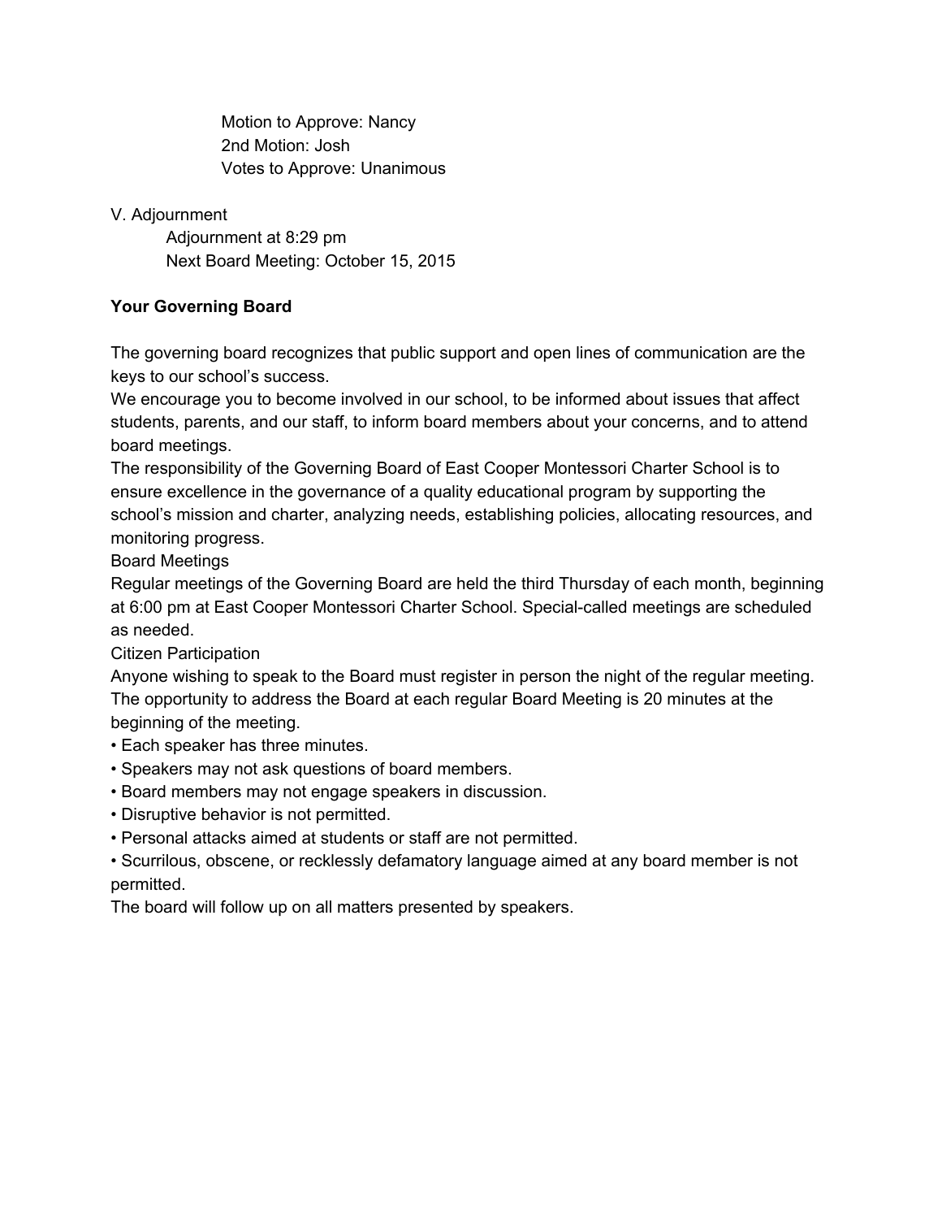Motion to Approve: Nancy
2nd Motion: Josh
Votes to Approve: Unanimous

V. Adjournment

Adjournment at 8:29 pm
Next Board Meeting: October 15, 2015

**Your Governing Board**

The governing board recognizes that public support and open lines of communication are the keys to our school's success.

We encourage you to become involved in our school, to be informed about issues that affect students, parents, and our staff, to inform board members about your concerns, and to attend board meetings.

The responsibility of the Governing Board of East Cooper Montessori Charter School is to ensure excellence in the governance of a quality educational program by supporting the school's mission and charter, analyzing needs, establishing policies, allocating resources, and monitoring progress.

Board Meetings

Regular meetings of the Governing Board are held the third Thursday of each month, beginning at 6:00 pm at East Cooper Montessori Charter School. Special-called meetings are scheduled as needed.

Citizen Participation

Anyone wishing to speak to the Board must register in person the night of the regular meeting. The opportunity to address the Board at each regular Board Meeting is 20 minutes at the beginning of the meeting.

- Each speaker has three minutes.
- Speakers may not ask questions of board members.
- Board members may not engage speakers in discussion.
- Disruptive behavior is not permitted.
- Personal attacks aimed at students or staff are not permitted.
- Scurrilous, obscene, or recklessly defamatory language aimed at any board member is not permitted.

The board will follow up on all matters presented by speakers.